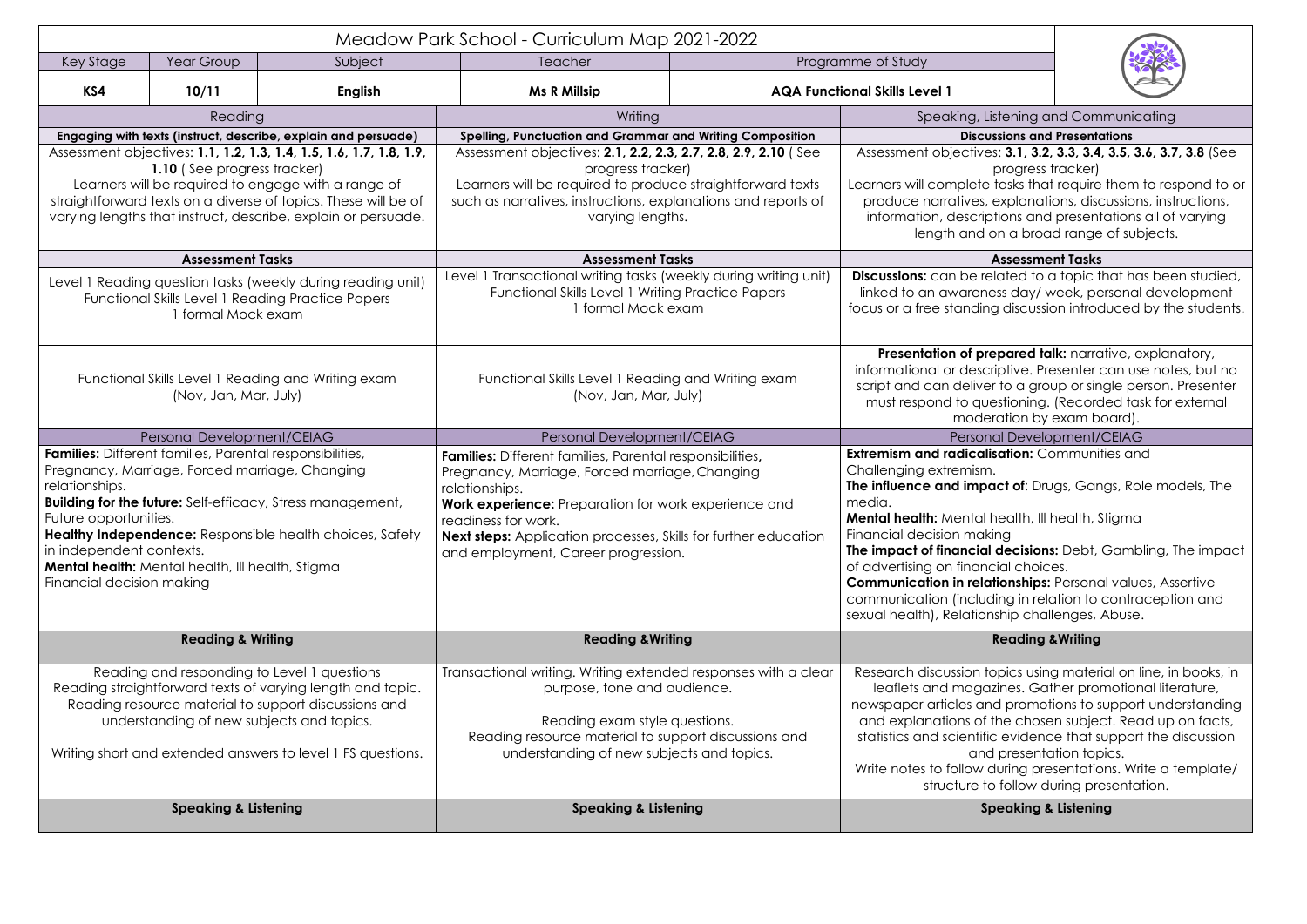# Meadow Park School - Curriculum Map 2021-2022

| Key Stage | Year Group | Subject | Teacher | Programme of Study |
|---|---|---|---|---|
| **KS4** | **10/11** | **English** | **Ms R Millsip** | **AQA Functional Skills Level 1** |

| Reading | Writing | Speaking, Listening and Communicating |
|---|---|---|
| **Engaging with texts (instruct, describe, explain and persuade)** | **Spelling, Punctuation and Grammar and Writing Composition** | **Discussions and Presentations** |
| Assessment objectives: **1.1, 1.2, 1.3, 1.4, 1.5, 1.6, 1.7, 1.8, 1.9, 1.10** ( See progress tracker)<br>Learners will be required to engage with a range of straightforward texts on a diverse of topics. These will be of varying lengths that instruct, describe, explain or persuade. | Assessment objectives: **2.1, 2.2, 2.3, 2.7, 2.8, 2.9, 2.10** ( See progress tracker)<br>Learners will be required to produce straightforward texts such as narratives, instructions, explanations and reports of varying lengths. | Assessment objectives: **3.1, 3.2, 3.3, 3.4, 3.5, 3.6, 3.7, 3.8** (See progress tracker)<br>Learners will complete tasks that require them to respond to or produce narratives, explanations, discussions, instructions, information, descriptions and presentations all of varying length and on a broad range of subjects. |
| **Assessment Tasks** | **Assessment Tasks** | **Assessment Tasks** |
| Level 1 Reading question tasks (weekly during reading unit)<br>Functional Skills Level 1 Reading Practice Papers<br>1 formal Mock exam | Level 1 Transactional writing tasks (weekly during writing unit)<br>Functional Skills Level 1 Writing Practice Papers<br>1 formal Mock exam | **Discussions:** can be related to a topic that has been studied, linked to an awareness day/ week, personal development focus or a free standing discussion introduced by the students. |
| Functional Skills Level 1 Reading and Writing exam<br>(Nov, Jan, Mar, July) | Functional Skills Level 1 Reading and Writing exam<br>(Nov, Jan, Mar, July) | **Presentation of prepared talk:** narrative, explanatory, informational or descriptive. Presenter can use notes, but no script and can deliver to a group or single person. Presenter must respond to questioning. (Recorded task for external moderation by exam board). |
| Personal Development/CEIAG | Personal Development/CEIAG | Personal Development/CEIAG |
| **Families:** Different families, Parental responsibilities, Pregnancy, Marriage, Forced marriage, Changing relationships.<br>**Building for the future:** Self-efficacy, Stress management, Future opportunities.<br>**Healthy Independence:** Responsible health choices, Safety in independent contexts.<br>**Mental health:** Mental health, Ill health, Stigma<br>Financial decision making | **Families:** Different families, Parental responsibilities**,** Pregnancy, Marriage, Forced marriage, Changing relationships.<br>**Work experience:** Preparation for work experience and readiness for work.<br>**Next steps:** Application processes, Skills for further education and employment, Career progression. | **Extremism and radicalisation:** Communities and Challenging extremism.<br>**The influence and impact of**: Drugs, Gangs, Role models, The media.<br>**Mental health:** Mental health, Ill health, Stigma<br>Financial decision making<br>**The impact of financial decisions:** Debt, Gambling, The impact of advertising on financial choices.<br>**Communication in relationships:** Personal values, Assertive communication (including in relation to contraception and sexual health), Relationship challenges, Abuse. |
| **Reading & Writing** | **Reading &Writing** | **Reading &Writing** |
| Reading and responding to Level 1 questions<br>Reading straightforward texts of varying length and topic.<br>Reading resource material to support discussions and understanding of new subjects and topics.<br><br>Writing short and extended answers to level 1 FS questions. | Transactional writing. Writing extended responses with a clear purpose, tone and audience.<br><br>Reading exam style questions.<br>Reading resource material to support discussions and understanding of new subjects and topics. | Research discussion topics using material on line, in books, in leaflets and magazines. Gather promotional literature, newspaper articles and promotions to support understanding and explanations of the chosen subject. Read up on facts, statistics and scientific evidence that support the discussion and presentation topics.<br>Write notes to follow during presentations. Write a template/ structure to follow during presentation. |
| **Speaking & Listening** | **Speaking & Listening** | **Speaking & Listening** |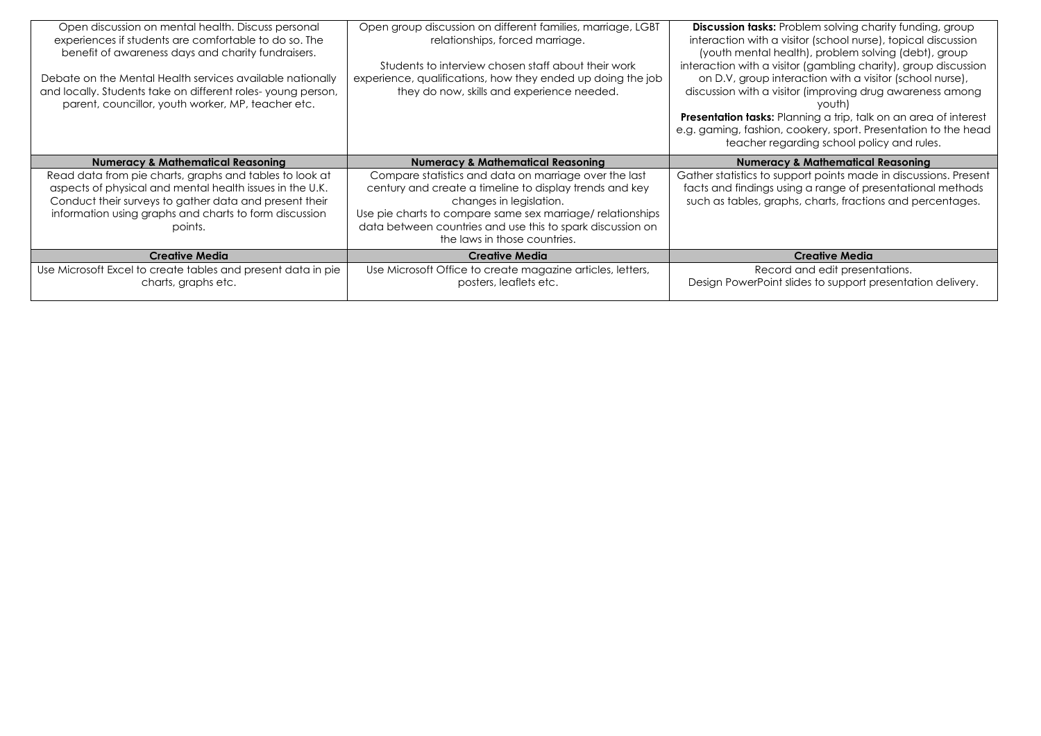| | | |
|---|---|---|
| Open discussion on mental health. Discuss personal experiences if students are comfortable to do so. The benefit of awareness days and charity fundraisers.<br><br>Debate on the Mental Health services available nationally and locally. Students take on different roles- young person, parent, councillor, youth worker, MP, teacher etc. | Open group discussion on different families, marriage, LGBT relationships, forced marriage.<br><br>Students to interview chosen staff about their work experience, qualifications, how they ended up doing the job they do now, skills and experience needed. | **Discussion tasks:** Problem solving charity funding, group interaction with a visitor (school nurse), topical discussion (youth mental health), problem solving (debt), group interaction with a visitor (gambling charity), group discussion on D.V, group interaction with a visitor (school nurse), discussion with a visitor (improving drug awareness among youth)<br>**Presentation tasks:** Planning a trip, talk on an area of interest e.g. gaming, fashion, cookery, sport. Presentation to the head teacher regarding school policy and rules. |
| **Numeracy & Mathematical Reasoning** | **Numeracy & Mathematical Reasoning** | **Numeracy & Mathematical Reasoning** |
| Read data from pie charts, graphs and tables to look at aspects of physical and mental health issues in the U.K. Conduct their surveys to gather data and present their information using graphs and charts to form discussion points. | Compare statistics and data on marriage over the last century and create a timeline to display trends and key changes in legislation.<br>Use pie charts to compare same sex marriage/ relationships data between countries and use this to spark discussion on the laws in those countries. | Gather statistics to support points made in discussions. Present facts and findings using a range of presentational methods such as tables, graphs, charts, fractions and percentages. |
| **Creative Media** | **Creative Media** | **Creative Media** |
| Use Microsoft Excel to create tables and present data in pie charts, graphs etc. | Use Microsoft Office to create magazine articles, letters, posters, leaflets etc. | Record and edit presentations.<br>Design PowerPoint slides to support presentation delivery. |